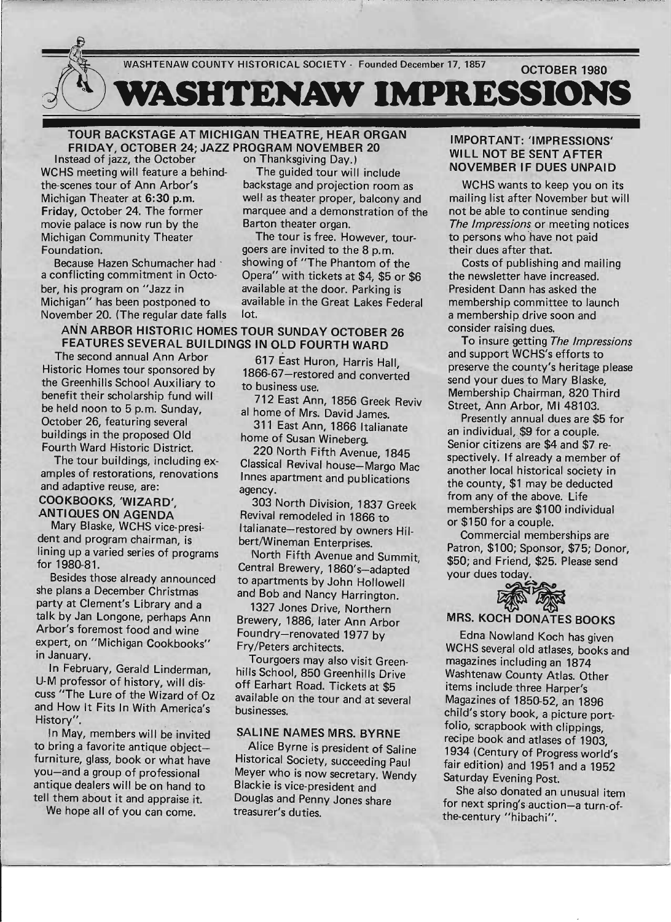WASHTENAW COUNTY HISTORICAL SOCIETY · Founded December 17, 1857 — OCTOBER 1980

# WASHTENAW IMPRESSIONS

## TOUR BACKSTAGE AT MICHIGAN THEATRE, HEAR ORGAN FRIDAY, OCTOBER 24; JAZZ PROGRAM NOVEMBER 20

Instead of jazz, the October WCHS meeting will feature a behind-the-scenes tour of Ann Arbor's Michigan Theater at **6:30 p.m. Friday**, October 24. The former movie palace is now run by the Michigan Community Theater Foundation.

Because Hazen Schumacher had a conflicting commitment in October, his program on "Jazz in Michigan" has been postponed to November 20. (The regular date falls on Thanksgiving Day.)

The guided tour will include backstage and projection room as well as theater proper, balcony and marquee and a demonstration of the Barton theater organ.

The tour is free. However, tour-goers are invited to the 8 p.m. showing of "The Phantom of the Opera" with tickets at $4, $5 or $6 available at the door. Parking is available in the Great Lakes Federal lot.

## ANN ARBOR HISTORIC HOMES TOUR SUNDAY OCTOBER 26 FEATURES SEVERAL BUILDINGS IN OLD FOURTH WARD

The second annual Ann Arbor Historic Homes tour sponsored by the Greenhills School Auxiliary to benefit their scholarship fund will be held noon to 5 p.m. Sunday, October 26, featuring several buildings in the proposed Old Fourth Ward Historic District.

The tour buildings, including examples of restorations, renovations and adaptive reuse, are:

617 East Huron, Harris Hall, 1866-67—restored and converted to business use.

712 East Ann, 1856 Greek Revival home of Mrs. David James.

311 East Ann, 1866 Italianate home of Susan Wineberg.

220 North Fifth Avenue, 1845 Classical Revival house—Margo Mac Innes apartment and publications agency.

303 North Division, 1837 Greek Revival remodeled in 1866 to Italianate—restored by owners Hilbert/Wineman Enterprises.

North Fifth Avenue and Summit, Central Brewery, 1860's—adapted to apartments by John Hollowell and Bob and Nancy Harrington.

1327 Jones Drive, Northern Brewery, 1886, later Ann Arbor Foundry—renovated 1977 by Fry/Peters architects.

Tourgoers may also visit Greenhills School, 850 Greenhills Drive off Earhart Road. Tickets at $5 available on the tour and at several businesses.

## COOKBOOKS, 'WIZARD', ANTIQUES ON AGENDA

Mary Blaske, WCHS vice-president and program chairman, is lining up a varied series of programs for 1980-81.

Besides those already announced she plans a December Christmas party at Clement's Library and a talk by Jan Longone, perhaps Ann Arbor's foremost food and wine expert, on "Michigan Cookbooks" in January.

In February, Gerald Linderman, U-M professor of history, will discuss "The Lure of the Wizard of Oz and How It Fits In With America's History".

In May, members will be invited to bring a favorite antique object—furniture, glass, book or what have you—and a group of professional antique dealers will be on hand to tell them about it and appraise it.

We hope all of you can come.

## SALINE NAMES MRS. BYRNE

Alice Byrne is president of Saline Historical Society, succeeding Paul Meyer who is now secretary. Wendy Blackie is vice-president and Douglas and Penny Jones share treasurer's duties.

## IMPORTANT: 'IMPRESSIONS' WILL NOT BE SENT AFTER NOVEMBER IF DUES UNPAID

WCHS wants to keep you on its mailing list after November but will not be able to continue sending *The Impressions* or meeting notices to persons who have not paid their dues after that.

Costs of publishing and mailing the newsletter have increased. President Dann has asked the membership committee to launch a membership drive soon and consider raising dues.

To insure getting *The Impressions* and support WCHS's efforts to preserve the county's heritage please send your dues to Mary Blaske, Membership Chairman, 820 Third Street, Ann Arbor, MI 48103.

Presently annual dues are $5 for an individual, $9 for a couple. Senior citizens are $4 and $7 respectively. If already a member of another local historical society in the county, $1 may be deducted from any of the above. Life memberships are $100 individual or $150 for a couple.

Commercial memberships are Patron, $100; Sponsor, $75; Donor, $50; and Friend, $25. Please send your dues today.

## MRS. KOCH DONATES BOOKS

Edna Nowland Koch has given WCHS several old atlases, books and magazines including an 1874 Washtenaw County Atlas. Other items include three Harper's Magazines of 1850-52, an 1896 child's story book, a picture portfolio, scrapbook with clippings, recipe book and atlases of 1903, 1934 (Century of Progress world's fair edition) and 1951 and a 1952 Saturday Evening Post.

She also donated an unusual item for next spring's auction—a turn-of-the-century "hibachi".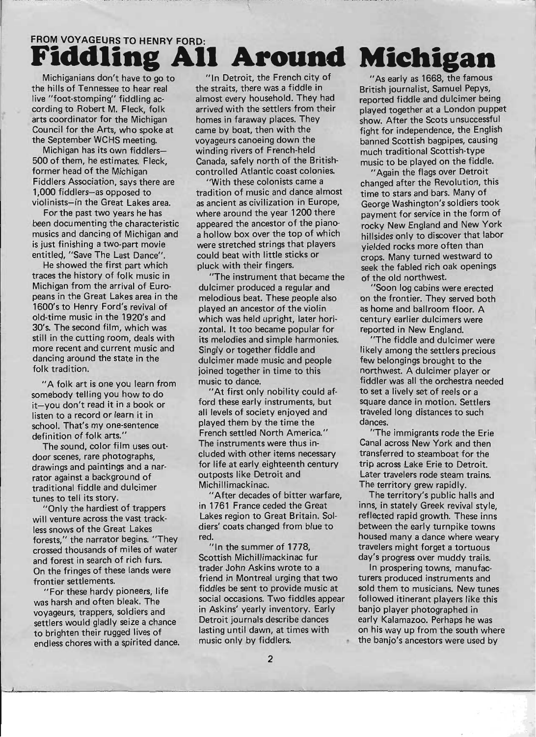FROM VOYAGEURS TO HENRY FORD:

# Fiddling All Around Michigan

Michiganians don't have to go to the hills of Tennessee to hear real live "foot-stomping" fiddling according to Robert M. Fleck, folk arts coordinator for the Michigan Council for the Arts, who spoke at the September WCHS meeting.

Michigan has its own fiddlers—500 of them, he estimates. Fleck, former head of the Michigan Fiddlers Association, says there are 1,000 fiddlers—as opposed to violinists—in the Great Lakes area.

For the past two years he has been documenting the characteristic musics and dancing of Michigan and is just finishing a two-part movie entitled, "Save The Last Dance".

He showed the first part which traces the history of folk music in Michigan from the arrival of Europeans in the Great Lakes area in the 1600's to Henry Ford's revival of old-time music in the 1920's and 30's. The second film, which was still in the cutting room, deals with more recent and current music and dancing around the state in the folk tradition.

"A folk art is one you learn from somebody telling you how to do it—you don't read it in a book or listen to a record or learn it in school. That's my one-sentence definition of folk arts."

The sound, color film uses outdoor scenes, rare photographs, drawings and paintings and a narrator against a background of traditional fiddle and dulcimer tunes to tell its story.

"Only the hardiest of trappers will venture across the vast trackless snows of the Great Lakes forests," the narrator begins. "They crossed thousands of miles of water and forest in search of rich furs. On the fringes of these lands were frontier settlements.

"For these hardy pioneers, life was harsh and often bleak. The voyageurs, trappers, soldiers and settlers would gladly seize a chance to brighten their rugged lives of endless chores with a spirited dance.

"In Detroit, the French city of the straits, there was a fiddle in almost every household. They had arrived with the settlers from their homes in faraway places. They came by boat, then with the voyageurs canoeing down the winding rivers of French-held Canada, safely north of the British-controlled Atlantic coast colonies.

"With these colonists came a tradition of music and dance almost as ancient as civilization in Europe, where around the year 1200 there appeared the ancestor of the piano-a hollow box over the top of which were stretched strings that players could beat with little sticks or pluck with their fingers.

"The instrument that became the dulcimer produced a regular and melodious beat. These people also played an ancestor of the violin which was held upright, later horizontal. It too became popular for its melodies and simple harmonies. Singly or together fiddle and dulcimer made music and people joined together in time to this music to dance.

"At first only nobility could afford these early instruments, but all levels of society enjoyed and played them by the time the French settled North America." The instruments were thus included with other items necessary for life at early eighteenth century outposts like Detroit and Michillimackinac.

"After decades of bitter warfare, in 1761 France ceded the Great Lakes region to Great Britain. Soldiers' coats changed from blue to red.

"In the summer of 1778, Scottish Michillimackinac fur trader John Askins wrote to a friend in Montreal urging that two fiddles be sent to provide music at social occasions. Two fiddles appear in Askins' yearly inventory. Early Detroit journals describe dances lasting until dawn, at times with music only by fiddlers.

"As early as 1668, the famous British journalist, Samuel Pepys, reported fiddle and dulcimer being played together at a London puppet show. After the Scots unsuccessful fight for independence, the English banned Scottish bagpipes, causing much traditional Scottish-type music to be played on the fiddle.

"Again the flags over Detroit changed after the Revolution, this time to stars and bars. Many of George Washington's soldiers took payment for service in the form of rocky New England and New York hillsides only to discover that labor yielded rocks more often than crops. Many turned westward to seek the fabled rich oak openings of the old northwest.

"Soon log cabins were erected on the frontier. They served both as home and ballroom floor. A century earlier dulcimers were reported in New England.

"The fiddle and dulcimer were likely among the settlers precious few belongings brought to the northwest. A dulcimer player or fiddler was all the orchestra needed to set a lively set of reels or a square dance in motion. Settlers traveled long distances to such dances.

"The immigrants rode the Erie Canal across New York and then transferred to steamboat for the trip across Lake Erie to Detroit. Later travelers rode steam trains. The territory grew rapidly.

The territory's public halls and inns, in stately Greek revival style, reflected rapid growth. These inns between the early turnpike towns housed many a dance where weary travelers might forget a tortuous day's progress over muddy trails.

In prospering towns, manufacturers produced instruments and sold them to musicians. New tunes followed itinerant players like this banjo player photographed in early Kalamazoo. Perhaps he was on his way up from the south where the banjo's ancestors were used by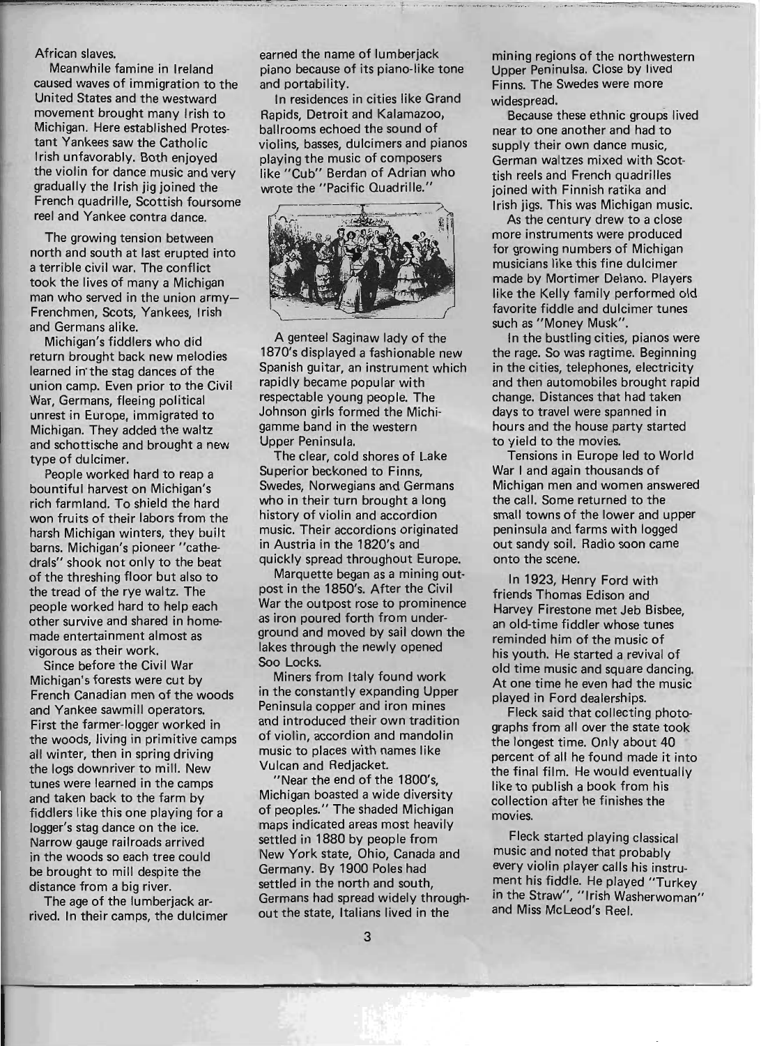African slaves.

Meanwhile famine in Ireland caused waves of immigration to the United States and the westward movement brought many Irish to Michigan. Here established Protestant Yankees saw the Catholic Irish unfavorably. Both enjoyed the violin for dance music and very gradually the Irish jig joined the French quadrille, Scottish foursome reel and Yankee contra dance.

The growing tension between north and south at last erupted into a terrible civil war. The conflict took the lives of many a Michigan man who served in the union army—Frenchmen, Scots, Yankees, Irish and Germans alike.

Michigan's fiddlers who did return brought back new melodies learned in the stag dances of the union camp. Even prior to the Civil War, Germans, fleeing political unrest in Europe, immigrated to Michigan. They added the waltz and schottische and brought a new type of dulcimer.

People worked hard to reap a bountiful harvest on Michigan's rich farmland. To shield the hard won fruits of their labors from the harsh Michigan winters, they built barns. Michigan's pioneer "cathedrals" shook not only to the beat of the threshing floor but also to the tread of the rye waltz. The people worked hard to help each other survive and shared in homemade entertainment almost as vigorous as their work.

Since before the Civil War Michigan's forests were cut by French Canadian men of the woods and Yankee sawmill operators. First the farmer-logger worked in the woods, living in primitive camps all winter, then in spring driving the logs downriver to mill. New tunes were learned in the camps and taken back to the farm by fiddlers like this one playing for a logger's stag dance on the ice. Narrow gauge railroads arrived in the woods so each tree could be brought to mill despite the distance from a big river.

The age of the lumberjack arrived. In their camps, the dulcimer earned the name of lumberjack piano because of its piano-like tone and portability.

In residences in cities like Grand Rapids, Detroit and Kalamazoo, ballrooms echoed the sound of violins, basses, dulcimers and pianos playing the music of composers like "Cub" Berdan of Adrian who wrote the "Pacific Quadrille."

A genteel Saginaw lady of the 1870's displayed a fashionable new Spanish guitar, an instrument which rapidly became popular with respectable young people. The Johnson girls formed the Michigamme band in the western Upper Peninsula.

The clear, cold shores of Lake Superior beckoned to Finns, Swedes, Norwegians and Germans who in their turn brought a long history of violin and accordion music. Their accordions originated in Austria in the 1820's and quickly spread throughout Europe.

Marquette began as a mining outpost in the 1850's. After the Civil War the outpost rose to prominence as iron poured forth from underground and moved by sail down the lakes through the newly opened Soo Locks.

Miners from Italy found work in the constantly expanding Upper Peninsula copper and iron mines and introduced their own tradition of violin, accordion and mandolin music to places with names like Vulcan and Redjacket.

"Near the end of the 1800's, Michigan boasted a wide diversity of peoples." The shaded Michigan maps indicated areas most heavily settled in 1880 by people from New York state, Ohio, Canada and Germany. By 1900 Poles had settled in the north and south, Germans had spread widely throughout the state, Italians lived in the mining regions of the northwestern Upper Peninulsa. Close by lived Finns. The Swedes were more widespread.

Because these ethnic groups lived near to one another and had to supply their own dance music, German waltzes mixed with Scottish reels and French quadrilles joined with Finnish ratika and Irish jigs. This was Michigan music.

As the century drew to a close more instruments were produced for growing numbers of Michigan musicians like this fine dulcimer made by Mortimer Delano. Players like the Kelly family performed old favorite fiddle and dulcimer tunes such as "Money Musk".

In the bustling cities, pianos were the rage. So was ragtime. Beginning in the cities, telephones, electricity and then automobiles brought rapid change. Distances that had taken days to travel were spanned in hours and the house party started to yield to the movies.

Tensions in Europe led to World War I and again thousands of Michigan men and women answered the call. Some returned to the small towns of the lower and upper peninsula and farms with logged out sandy soil. Radio soon came onto the scene.

In 1923, Henry Ford with friends Thomas Edison and Harvey Firestone met Jeb Bisbee, an old-time fiddler whose tunes reminded him of the music of his youth. He started a revival of old time music and square dancing. At one time he even had the music played in Ford dealerships.

Fleck said that collecting photographs from all over the state took the longest time. Only about 40 percent of all he found made it into the final film. He would eventually like to publish a book from his collection after he finishes the movies.

Fleck started playing classical music and noted that probably every violin player calls his instrument his fiddle. He played "Turkey in the Straw", "Irish Washerwoman" and Miss McLeod's Reel.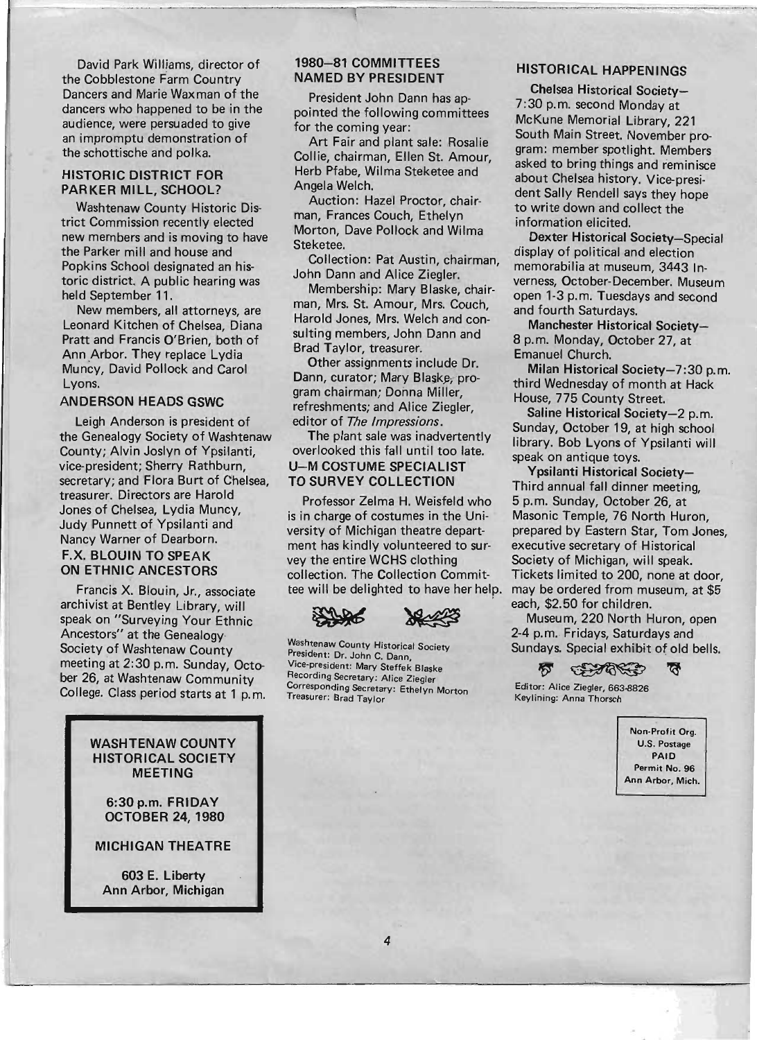David Park Williams, director of the Cobblestone Farm Country Dancers and Marie Waxman of the dancers who happened to be in the audience, were persuaded to give an impromptu demonstration of the schottische and polka.

### HISTORIC DISTRICT FOR PARKER MILL, SCHOOL?

Washtenaw County Historic District Commission recently elected new members and is moving to have the Parker mill and house and Popkins School designated an historic district. A public hearing was held September 11.

New members, all attorneys, are Leonard Kitchen of Chelsea, Diana Pratt and Francis O'Brien, both of Ann Arbor. They replace Lydia Muncy, David Pollock and Carol Lyons.

### ANDERSON HEADS GSWC

Leigh Anderson is president of the Genealogy Society of Washtenaw County; Alvin Joslyn of Ypsilanti, vice-president; Sherry Rathburn, secretary; and Flora Burt of Chelsea, treasurer. Directors are Harold Jones of Chelsea, Lydia Muncy, Judy Punnett of Ypsilanti and Nancy Warner of Dearborn.

### F.X. BLOUIN TO SPEAK ON ETHNIC ANCESTORS

Francis X. Blouin, Jr., associate archivist at Bentley Library, will speak on "Surveying Your Ethnic Ancestors" at the Genealogy Society of Washtenaw County meeting at 2:30 p.m. Sunday, October 26, at Washtenaw Community College. Class period starts at 1 p.m.

**WASHTENAW COUNTY HISTORICAL SOCIETY MEETING**

**6:30 p.m. FRIDAY OCTOBER 24, 1980**

**MICHIGAN THEATRE**

**603 E. Liberty**
**Ann Arbor, Michigan**

### 1980–81 COMMITTEES NAMED BY PRESIDENT

President John Dann has appointed the following committees for the coming year:

Art Fair and plant sale: Rosalie Collie, chairman, Ellen St. Amour, Herb Pfabe, Wilma Steketee and Angela Welch.

Auction: Hazel Proctor, chairman, Frances Couch, Ethelyn Morton, Dave Pollock and Wilma Steketee.

Collection: Pat Austin, chairman, John Dann and Alice Ziegler.

Membership: Mary Blaske, chairman, Mrs. St. Amour, Mrs. Couch, Harold Jones, Mrs. Welch and consulting members, John Dann and Brad Taylor, treasurer.

Other assignments include Dr. Dann, curator; Mary Blaske, program chairman; Donna Miller, refreshments; and Alice Ziegler, editor of *The Impressions*.

The plant sale was inadvertently overlooked this fall until too late.

### U–M COSTUME SPECIALIST TO SURVEY COLLECTION

Professor Zelma H. Weisfeld who is in charge of costumes in the University of Michigan theatre department has kindly volunteered to survey the entire WCHS clothing collection. The Collection Committee will be delighted to have her help.

Washtenaw County Historical Society
President: Dr. John C. Dann,
Vice-president: Mary Steffek Blaske
Recording Secretary: Alice Ziegler
Corresponding Secretary: Ethelyn Morton
Treasurer: Brad Taylor

### HISTORICAL HAPPENINGS

**Chelsea Historical Society**— 7:30 p.m. second Monday at McKune Memorial Library, 221 South Main Street. November program: member spotlight. Members asked to bring things and reminisce about Chelsea history. Vice-president Sally Rendell says they hope to write down and collect the information elicited.

**Dexter Historical Society**—Special display of political and election memorabilia at museum, 3443 Inverness, October-December. Museum open 1-3 p.m. Tuesdays and second and fourth Saturdays.

**Manchester Historical Society**— 8 p.m. Monday, October 27, at Emanuel Church.

**Milan Historical Society**—7:30 p.m. third Wednesday of month at Hack House, 775 County Street.

**Saline Historical Society**—2 p.m. Sunday, October 19, at high school library. Bob Lyons of Ypsilanti will speak on antique toys.

**Ypsilanti Historical Society**— Third annual fall dinner meeting, 5 p.m. Sunday, October 26, at Masonic Temple, 76 North Huron, prepared by Eastern Star, Tom Jones, executive secretary of Historical Society of Michigan, will speak. Tickets limited to 200, none at door, may be ordered from museum, at $5 each, $2.50 for children.

Museum, 220 North Huron, open 2-4 p.m. Fridays, Saturdays and Sundays. Special exhibit of old bells.

Editor: Alice Ziegler, 663-8826
Keylining: Anna Thorsch

Non-Profit Org.
U.S. Postage
PAID
Permit No. 96
Ann Arbor, Mich.